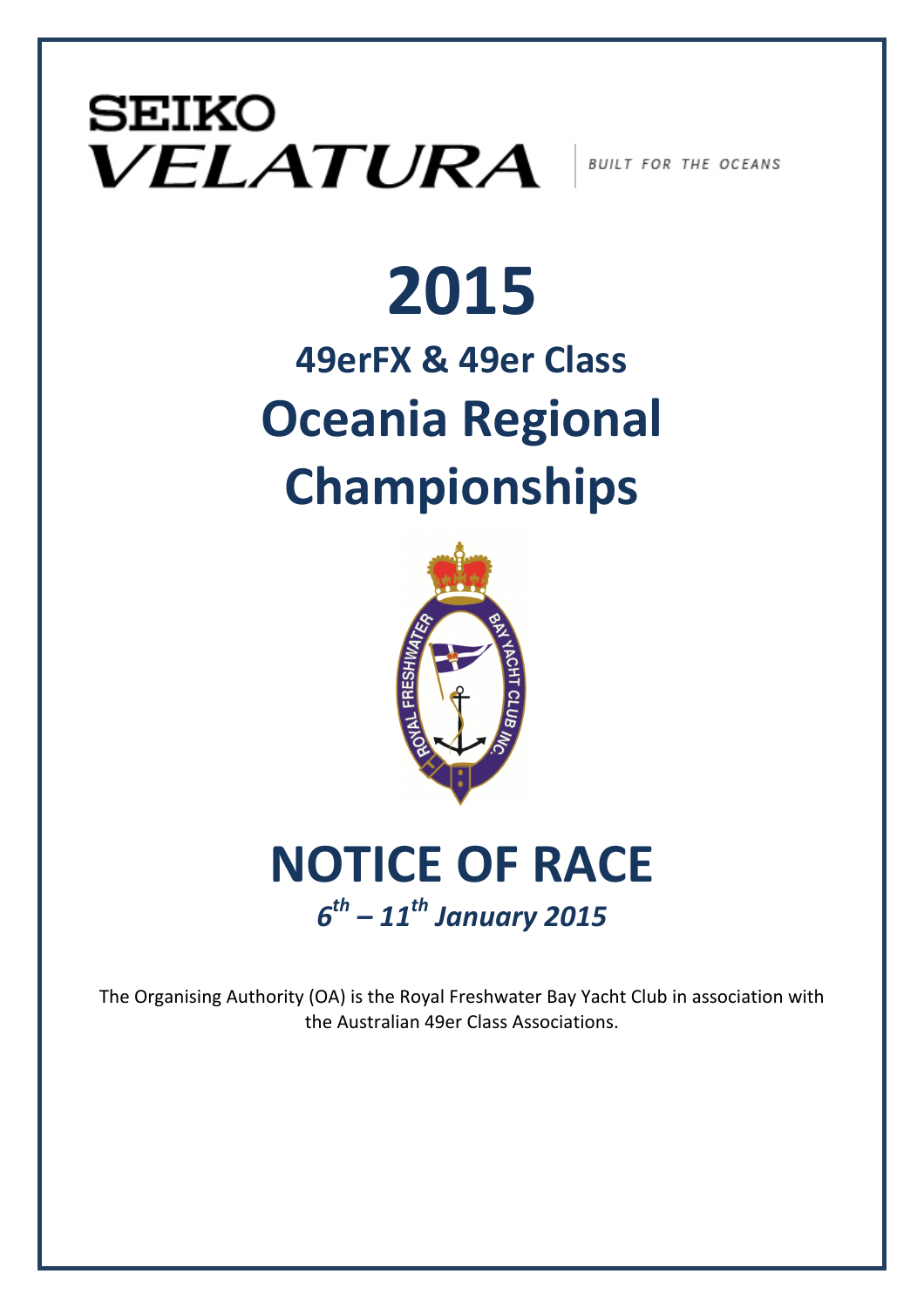SEIKO
VELATURA
BUILT FOR THE OCEANS

# 2015

## 49erFX & 49er Class

# Oceania Regional Championships

# NOTICE OF RACE

***6th – 11th January 2015***

The Organising Authority (OA) is the Royal Freshwater Bay Yacht Club in association with the Australian 49er Class Associations.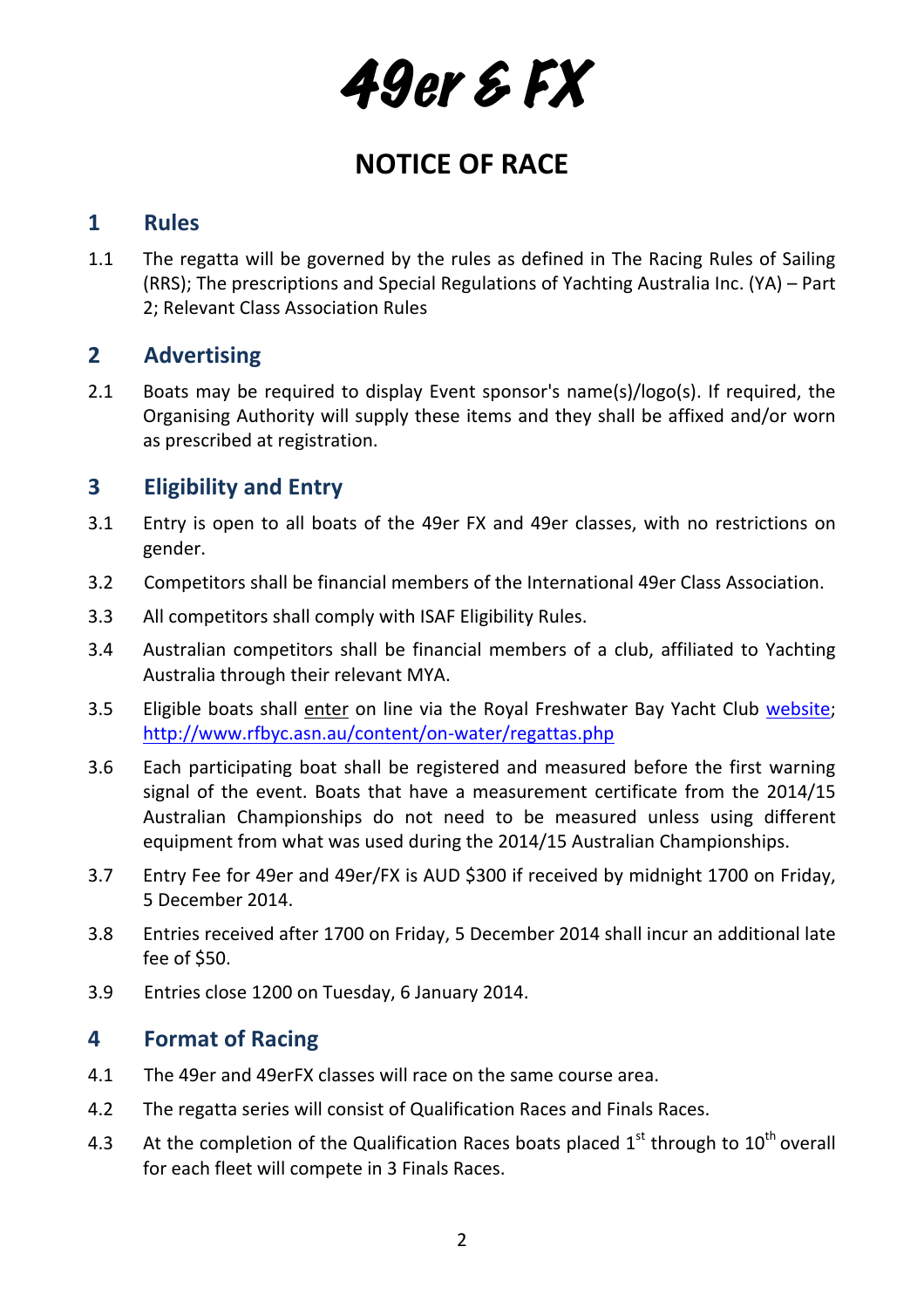# 49er & FX

## NOTICE OF RACE

### 1 Rules

1.1 The regatta will be governed by the rules as defined in The Racing Rules of Sailing (RRS); The prescriptions and Special Regulations of Yachting Australia Inc. (YA) – Part 2; Relevant Class Association Rules

### 2 Advertising

2.1 Boats may be required to display Event sponsor's name(s)/logo(s). If required, the Organising Authority will supply these items and they shall be affixed and/or worn as prescribed at registration.

### 3 Eligibility and Entry

3.1 Entry is open to all boats of the 49er FX and 49er classes, with no restrictions on gender.

3.2 Competitors shall be financial members of the International 49er Class Association.

3.3 All competitors shall comply with ISAF Eligibility Rules.

3.4 Australian competitors shall be financial members of a club, affiliated to Yachting Australia through their relevant MYA.

3.5 Eligible boats shall enter on line via the Royal Freshwater Bay Yacht Club website; http://www.rfbyc.asn.au/content/on-water/regattas.php

3.6 Each participating boat shall be registered and measured before the first warning signal of the event. Boats that have a measurement certificate from the 2014/15 Australian Championships do not need to be measured unless using different equipment from what was used during the 2014/15 Australian Championships.

3.7 Entry Fee for 49er and 49er/FX is AUD $300 if received by midnight 1700 on Friday, 5 December 2014.

3.8 Entries received after 1700 on Friday, 5 December 2014 shall incur an additional late fee of $50.

3.9 Entries close 1200 on Tuesday, 6 January 2014.

### 4 Format of Racing

4.1 The 49er and 49erFX classes will race on the same course area.

4.2 The regatta series will consist of Qualification Races and Finals Races.

4.3 At the completion of the Qualification Races boats placed 1st through to 10th overall for each fleet will compete in 3 Finals Races.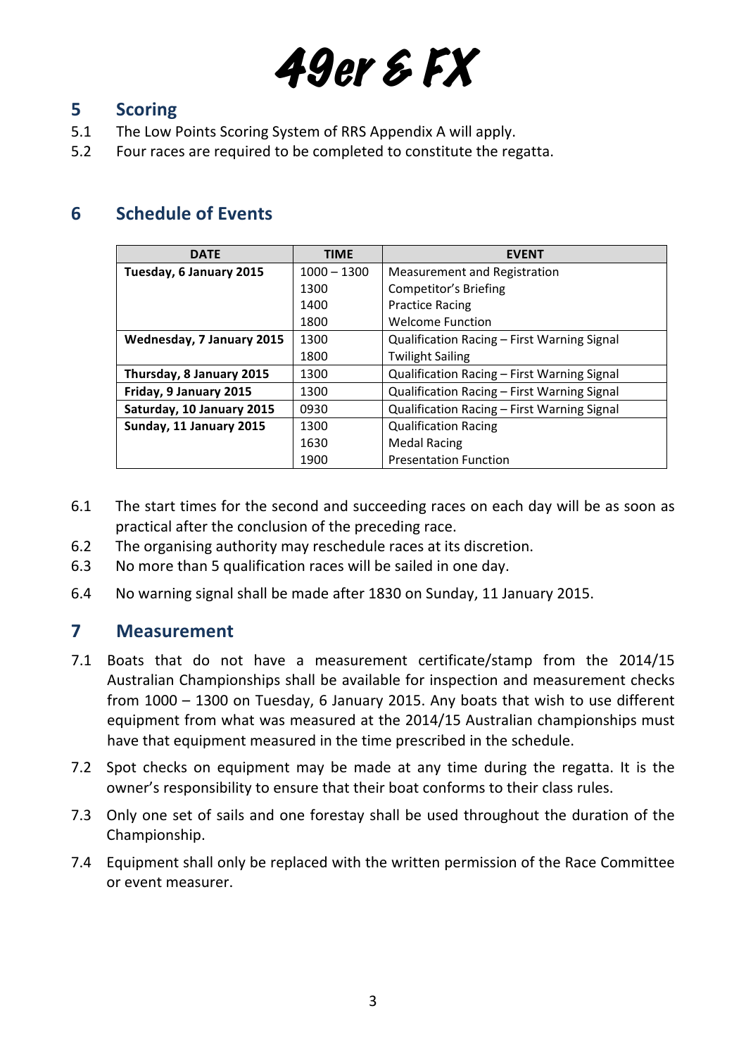# 49er & FX

## 5 Scoring

5.1 The Low Points Scoring System of RRS Appendix A will apply.

5.2 Four races are required to be completed to constitute the regatta.

## 6 Schedule of Events

| DATE | TIME | EVENT |
|---|---|---|
| **Tuesday, 6 January 2015** | 1000 – 1300 | Measurement and Registration |
| | 1300 | Competitor's Briefing |
| | 1400 | Practice Racing |
| | 1800 | Welcome Function |
| **Wednesday, 7 January 2015** | 1300 | Qualification Racing – First Warning Signal |
| | 1800 | Twilight Sailing |
| **Thursday, 8 January 2015** | 1300 | Qualification Racing – First Warning Signal |
| **Friday, 9 January 2015** | 1300 | Qualification Racing – First Warning Signal |
| **Saturday, 10 January 2015** | 0930 | Qualification Racing – First Warning Signal |
| **Sunday, 11 January 2015** | 1300 | Qualification Racing |
| | 1630 | Medal Racing |
| | 1900 | Presentation Function |

6.1 The start times for the second and succeeding races on each day will be as soon as practical after the conclusion of the preceding race.

6.2 The organising authority may reschedule races at its discretion.

6.3 No more than 5 qualification races will be sailed in one day.

6.4 No warning signal shall be made after 1830 on Sunday, 11 January 2015.

## 7 Measurement

7.1 Boats that do not have a measurement certificate/stamp from the 2014/15 Australian Championships shall be available for inspection and measurement checks from 1000 – 1300 on Tuesday, 6 January 2015. Any boats that wish to use different equipment from what was measured at the 2014/15 Australian championships must have that equipment measured in the time prescribed in the schedule.

7.2 Spot checks on equipment may be made at any time during the regatta. It is the owner's responsibility to ensure that their boat conforms to their class rules.

7.3 Only one set of sails and one forestay shall be used throughout the duration of the Championship.

7.4 Equipment shall only be replaced with the written permission of the Race Committee or event measurer.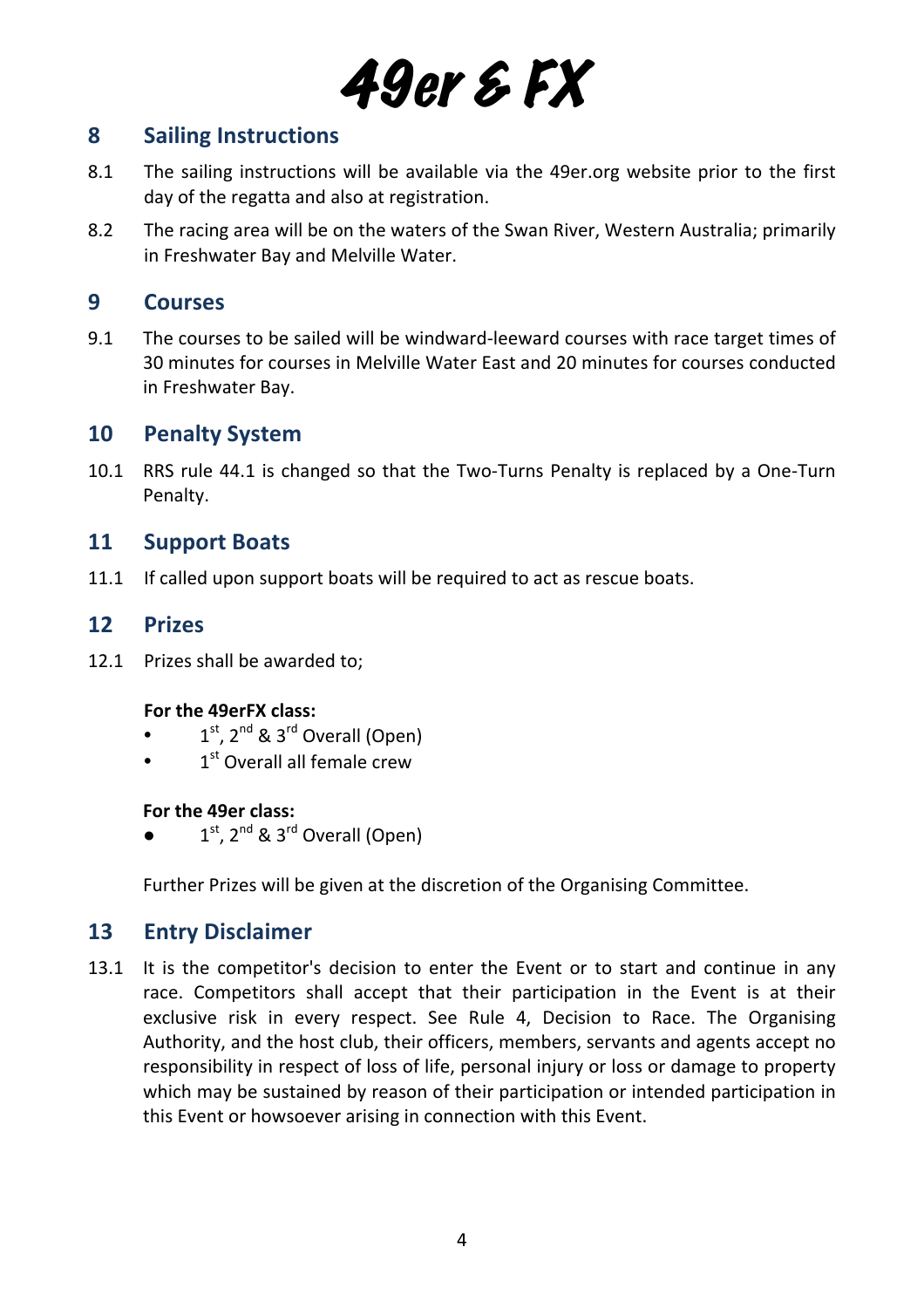# 49er & FX

## 8 Sailing Instructions

8.1 The sailing instructions will be available via the 49er.org website prior to the first day of the regatta and also at registration.

8.2 The racing area will be on the waters of the Swan River, Western Australia; primarily in Freshwater Bay and Melville Water.

## 9 Courses

9.1 The courses to be sailed will be windward-leeward courses with race target times of 30 minutes for courses in Melville Water East and 20 minutes for courses conducted in Freshwater Bay.

## 10 Penalty System

10.1 RRS rule 44.1 is changed so that the Two-Turns Penalty is replaced by a One-Turn Penalty.

## 11 Support Boats

11.1 If called upon support boats will be required to act as rescue boats.

## 12 Prizes

12.1 Prizes shall be awarded to;

**For the 49erFX class:**

- 1st, 2nd & 3rd Overall (Open)
- 1st Overall all female crew

**For the 49er class:**

- 1st, 2nd & 3rd Overall (Open)

Further Prizes will be given at the discretion of the Organising Committee.

## 13 Entry Disclaimer

13.1 It is the competitor's decision to enter the Event or to start and continue in any race. Competitors shall accept that their participation in the Event is at their exclusive risk in every respect. See Rule 4, Decision to Race. The Organising Authority, and the host club, their officers, members, servants and agents accept no responsibility in respect of loss of life, personal injury or loss or damage to property which may be sustained by reason of their participation or intended participation in this Event or howsoever arising in connection with this Event.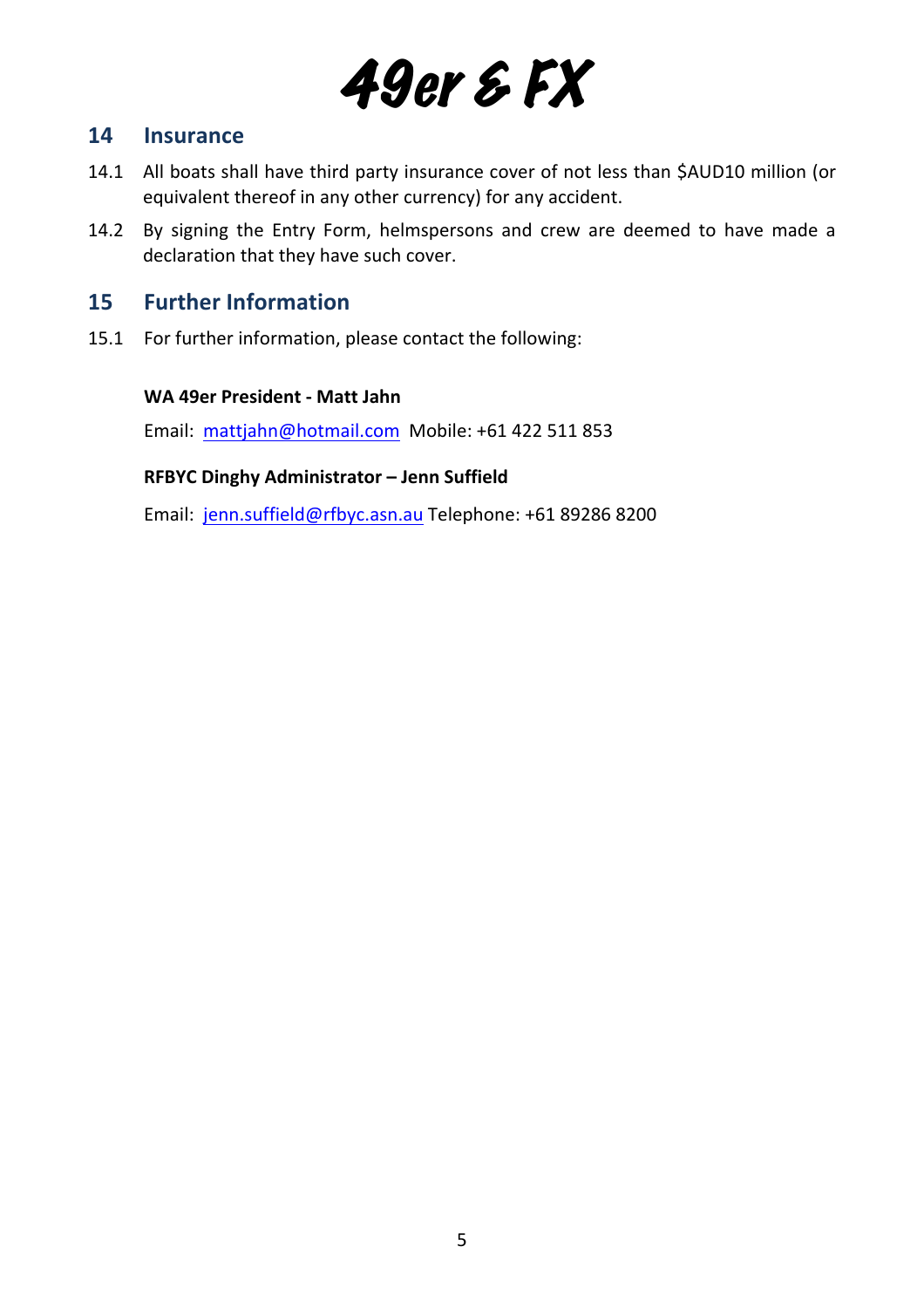## 14 Insurance

14.1 All boats shall have third party insurance cover of not less than $AUD10 million (or equivalent thereof in any other currency) for any accident.

14.2 By signing the Entry Form, helmspersons and crew are deemed to have made a declaration that they have such cover.

## 15 Further Information

15.1 For further information, please contact the following:

**WA 49er President - Matt Jahn**

Email: mattjahn@hotmail.com Mobile: +61 422 511 853

**RFBYC Dinghy Administrator – Jenn Suffield**

Email: jenn.suffield@rfbyc.asn.au Telephone: +61 89286 8200